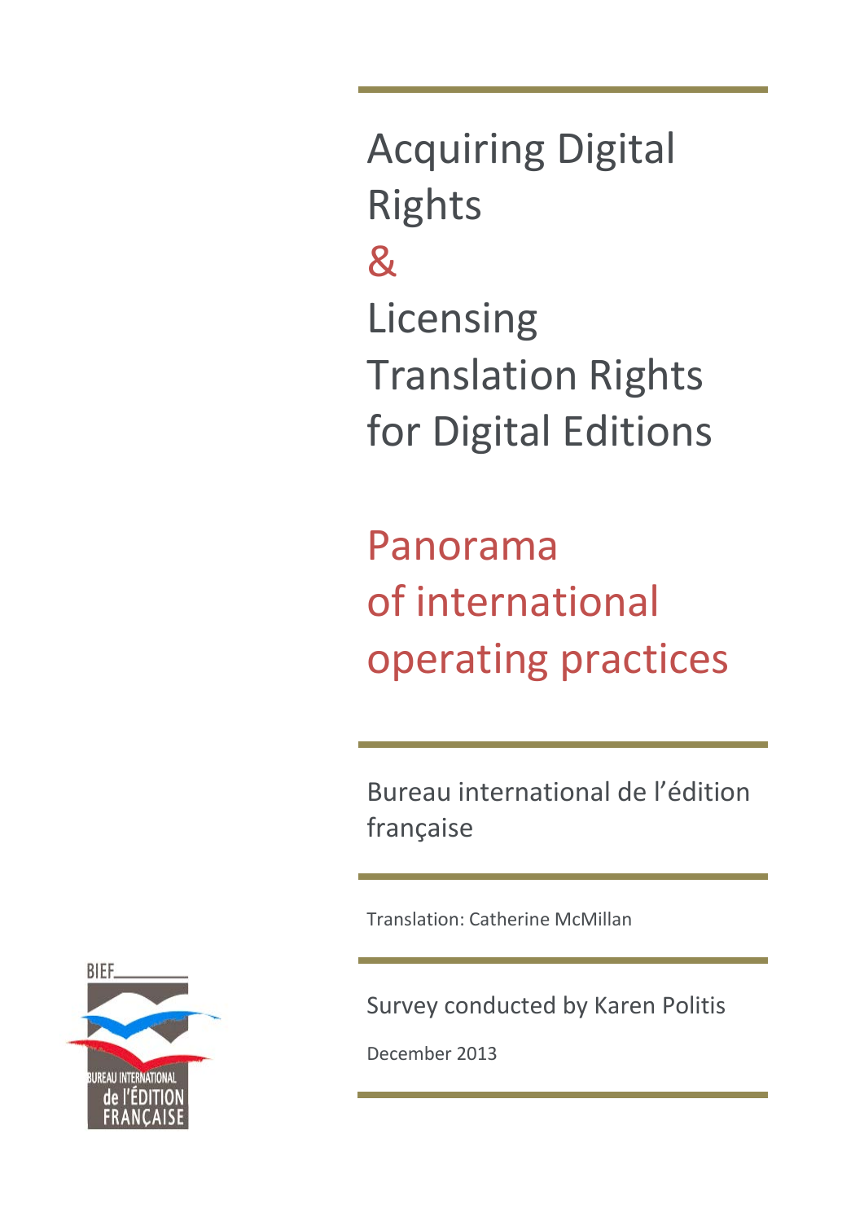# Acquiring Digital Rights & Licensing Translation Rights for Digital Editions

## Panorama of international operating practices

Bureau international de l'édition française

Translation: Catherine McMillan

Survey conducted by Karen Politis

December 2013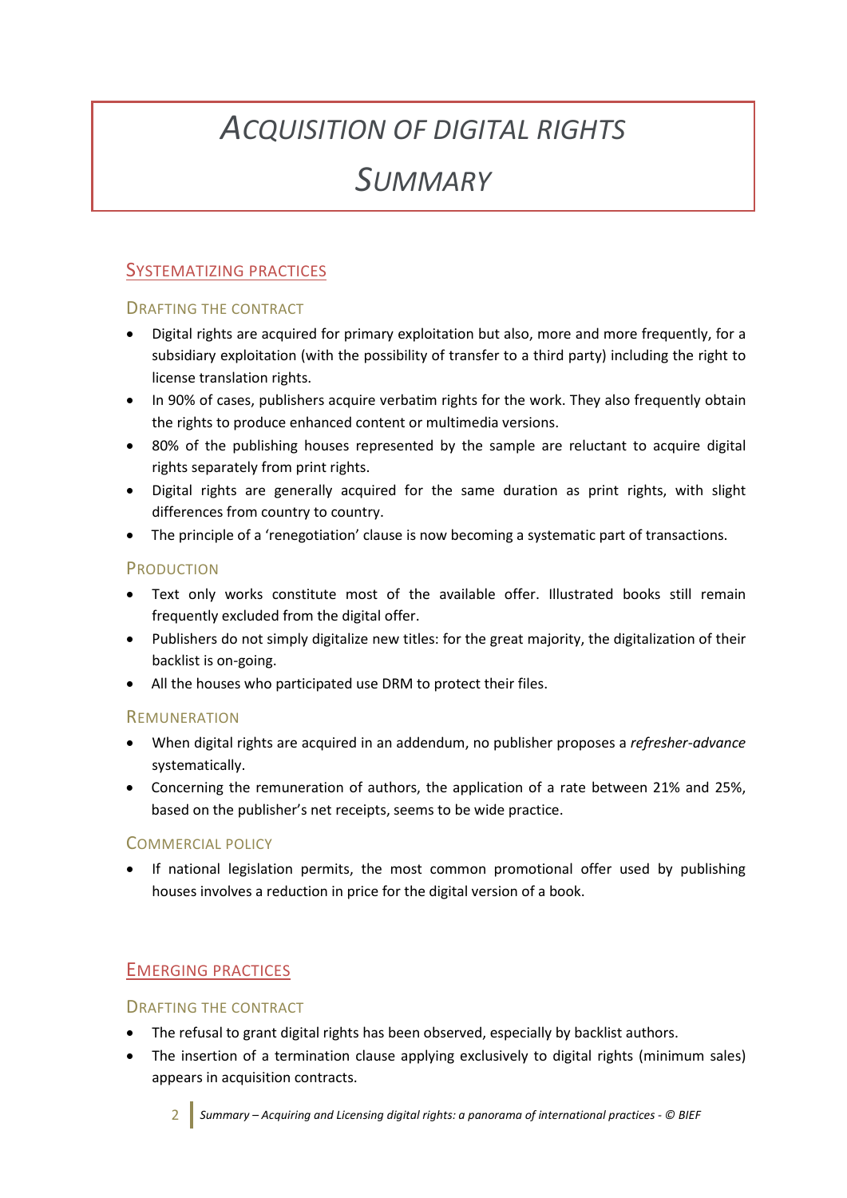# Acquisition of Digital Rights

# Summary

## Systematizing Practices

### Drafting the Contract

- Digital rights are acquired for primary exploitation but also, more and more frequently, for a subsidiary exploitation (with the possibility of transfer to a third party) including the right to license translation rights.
- In 90% of cases, publishers acquire verbatim rights for the work. They also frequently obtain the rights to produce enhanced content or multimedia versions.
- 80% of the publishing houses represented by the sample are reluctant to acquire digital rights separately from print rights.
- Digital rights are generally acquired for the same duration as print rights, with slight differences from country to country.
- The principle of a 'renegotiation' clause is now becoming a systematic part of transactions.

### Production

- Text only works constitute most of the available offer. Illustrated books still remain frequently excluded from the digital offer.
- Publishers do not simply digitalize new titles: for the great majority, the digitalization of their backlist is on-going.
- All the houses who participated use DRM to protect their files.

### Remuneration

- When digital rights are acquired in an addendum, no publisher proposes a *refresher-advance* systematically.
- Concerning the remuneration of authors, the application of a rate between 21% and 25%, based on the publisher's net receipts, seems to be wide practice.

### Commercial Policy

- If national legislation permits, the most common promotional offer used by publishing houses involves a reduction in price for the digital version of a book.

## Emerging Practices

### Drafting the Contract

- The refusal to grant digital rights has been observed, especially by backlist authors.
- The insertion of a termination clause applying exclusively to digital rights (minimum sales) appears in acquisition contracts.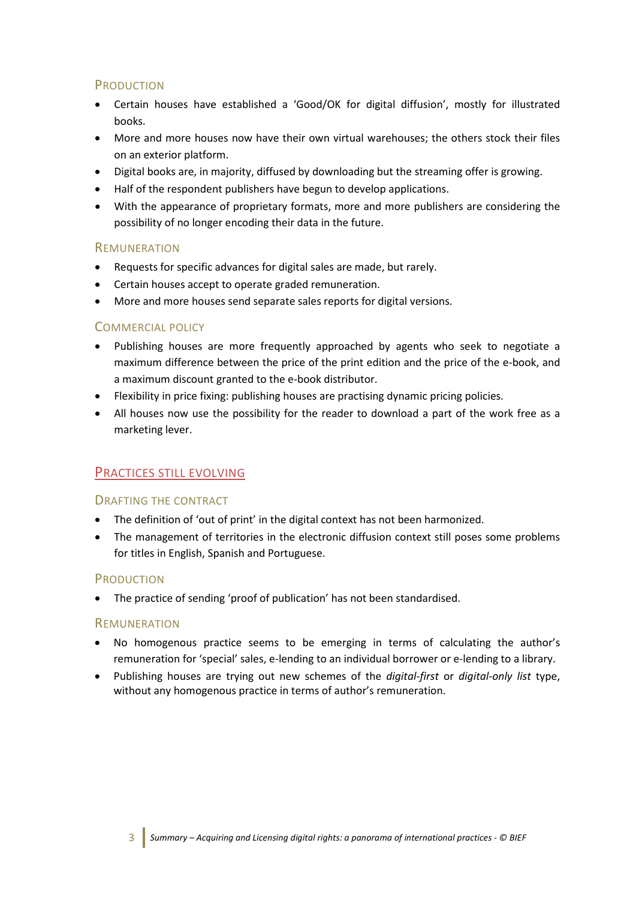### Production

- Certain houses have established a 'Good/OK for digital diffusion', mostly for illustrated books.
- More and more houses now have their own virtual warehouses; the others stock their files on an exterior platform.
- Digital books are, in majority, diffused by downloading but the streaming offer is growing.
- Half of the respondent publishers have begun to develop applications.
- With the appearance of proprietary formats, more and more publishers are considering the possibility of no longer encoding their data in the future.

### Remuneration

- Requests for specific advances for digital sales are made, but rarely.
- Certain houses accept to operate graded remuneration.
- More and more houses send separate sales reports for digital versions.

### Commercial policy

- Publishing houses are more frequently approached by agents who seek to negotiate a maximum difference between the price of the print edition and the price of the e-book, and a maximum discount granted to the e-book distributor.
- Flexibility in price fixing: publishing houses are practising dynamic pricing policies.
- All houses now use the possibility for the reader to download a part of the work free as a marketing lever.

## Practices still evolving

### Drafting the contract

- The definition of 'out of print' in the digital context has not been harmonized.
- The management of territories in the electronic diffusion context still poses some problems for titles in English, Spanish and Portuguese.

### Production

- The practice of sending 'proof of publication' has not been standardised.

### Remuneration

- No homogenous practice seems to be emerging in terms of calculating the author's remuneration for 'special' sales, e-lending to an individual borrower or e-lending to a library.
- Publishing houses are trying out new schemes of the *digital-first* or *digital-only list* type, without any homogenous practice in terms of author's remuneration.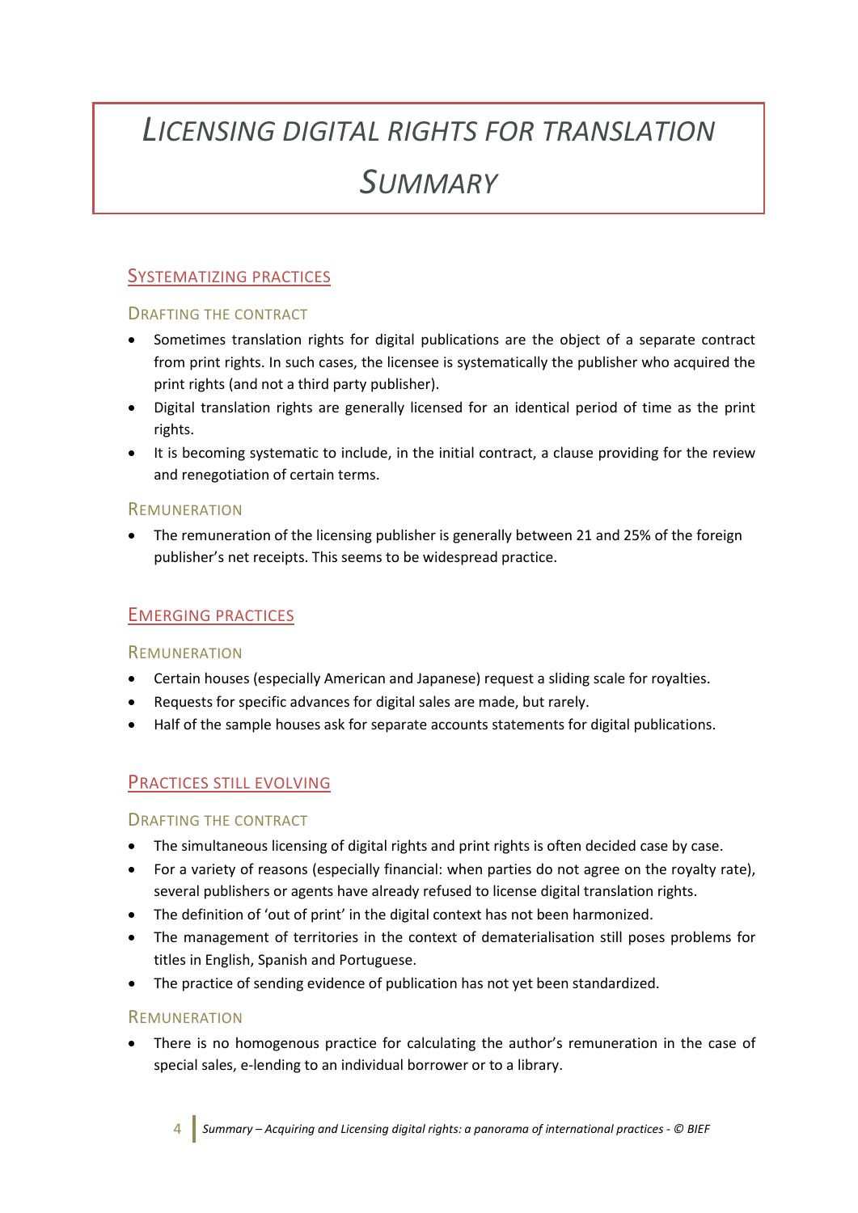# *LICENSING DIGITAL RIGHTS FOR TRANSLATION*

# *SUMMARY*

## SYSTEMATIZING PRACTICES

### DRAFTING THE CONTRACT

- Sometimes translation rights for digital publications are the object of a separate contract from print rights. In such cases, the licensee is systematically the publisher who acquired the print rights (and not a third party publisher).
- Digital translation rights are generally licensed for an identical period of time as the print rights.
- It is becoming systematic to include, in the initial contract, a clause providing for the review and renegotiation of certain terms.

### REMUNERATION

- The remuneration of the licensing publisher is generally between 21 and 25% of the foreign publisher's net receipts. This seems to be widespread practice.

## EMERGING PRACTICES

### REMUNERATION

- Certain houses (especially American and Japanese) request a sliding scale for royalties.
- Requests for specific advances for digital sales are made, but rarely.
- Half of the sample houses ask for separate accounts statements for digital publications.

## PRACTICES STILL EVOLVING

### DRAFTING THE CONTRACT

- The simultaneous licensing of digital rights and print rights is often decided case by case.
- For a variety of reasons (especially financial: when parties do not agree on the royalty rate), several publishers or agents have already refused to license digital translation rights.
- The definition of 'out of print' in the digital context has not been harmonized.
- The management of territories in the context of dematerialisation still poses problems for titles in English, Spanish and Portuguese.
- The practice of sending evidence of publication has not yet been standardized.

### REMUNERATION

- There is no homogenous practice for calculating the author's remuneration in the case of special sales, e-lending to an individual borrower or to a library.